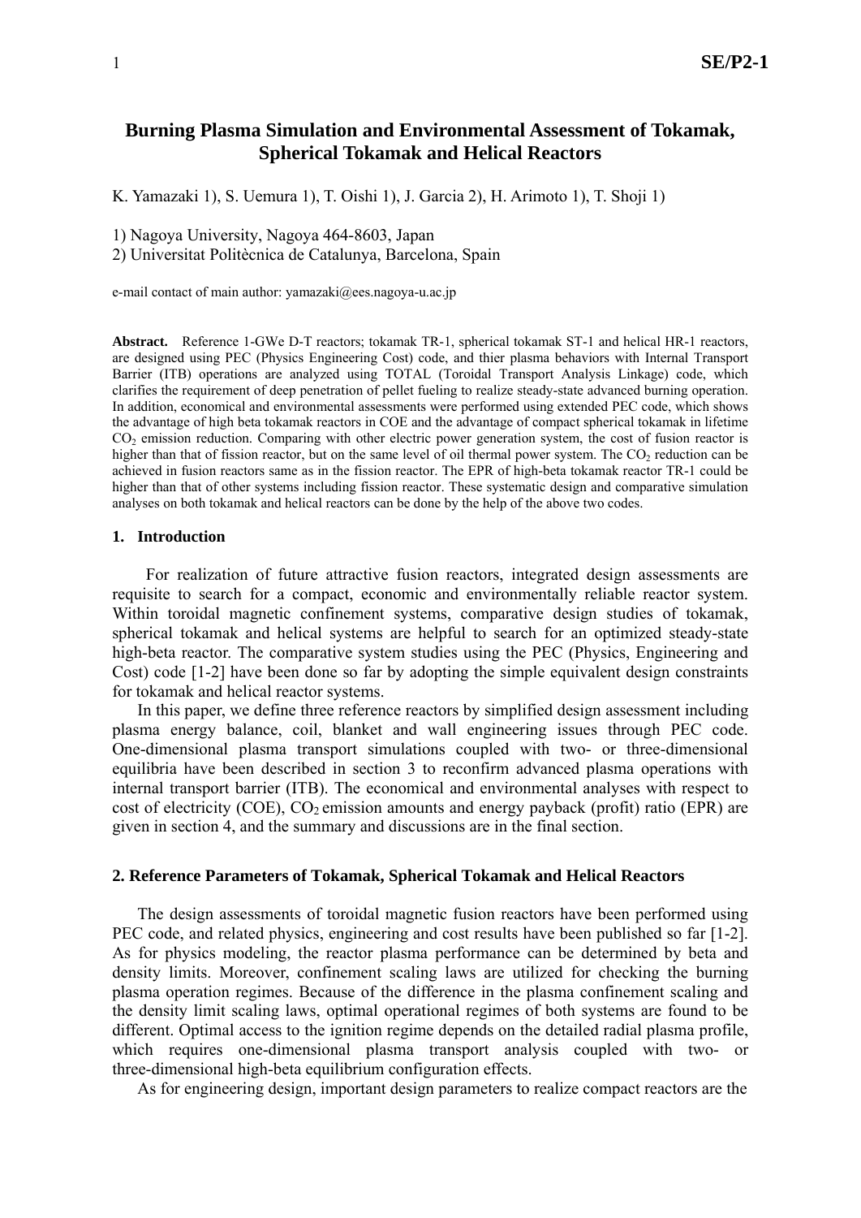# Burning Plasma Simulation and Environmental Assessment of Tokamak, Spherical Tokamak and Helical Reactors

K. Yamazaki 1), S. Uemura 1), T. Oishi 1), J. Garcia 2), H. Arimoto 1), T. Shoji 1)

1) Nagoya University, Nagoya 464-8603, Japan
2) Universitat Politècnica de Catalunya, Barcelona, Spain

e-mail contact of main author: yamazaki@ees.nagoya-u.ac.jp

**Abstract.** Reference 1-GWe D-T reactors; tokamak TR-1, spherical tokamak ST-1 and helical HR-1 reactors, are designed using PEC (Physics Engineering Cost) code, and thier plasma behaviors with Internal Transport Barrier (ITB) operations are analyzed using TOTAL (Toroidal Transport Analysis Linkage) code, which clarifies the requirement of deep penetration of pellet fueling to realize steady-state advanced burning operation. In addition, economical and environmental assessments were performed using extended PEC code, which shows the advantage of high beta tokamak reactors in COE and the advantage of compact spherical tokamak in lifetime $CO_2$ emission reduction. Comparing with other electric power generation system, the cost of fusion reactor is higher than that of fission reactor, but on the same level of oil thermal power system. The $CO_2$ reduction can be achieved in fusion reactors same as in the fission reactor. The EPR of high-beta tokamak reactor TR-1 could be higher than that of other systems including fission reactor. These systematic design and comparative simulation analyses on both tokamak and helical reactors can be done by the help of the above two codes.

## 1. Introduction

For realization of future attractive fusion reactors, integrated design assessments are requisite to search for a compact, economic and environmentally reliable reactor system. Within toroidal magnetic confinement systems, comparative design studies of tokamak, spherical tokamak and helical systems are helpful to search for an optimized steady-state high-beta reactor. The comparative system studies using the PEC (Physics, Engineering and Cost) code [1-2] have been done so far by adopting the simple equivalent design constraints for tokamak and helical reactor systems.

In this paper, we define three reference reactors by simplified design assessment including plasma energy balance, coil, blanket and wall engineering issues through PEC code. One-dimensional plasma transport simulations coupled with two- or three-dimensional equilibria have been described in section 3 to reconfirm advanced plasma operations with internal transport barrier (ITB). The economical and environmental analyses with respect to cost of electricity (COE), $CO_2$ emission amounts and energy payback (profit) ratio (EPR) are given in section 4, and the summary and discussions are in the final section.

## 2. Reference Parameters of Tokamak, Spherical Tokamak and Helical Reactors

The design assessments of toroidal magnetic fusion reactors have been performed using PEC code, and related physics, engineering and cost results have been published so far [1-2]. As for physics modeling, the reactor plasma performance can be determined by beta and density limits. Moreover, confinement scaling laws are utilized for checking the burning plasma operation regimes. Because of the difference in the plasma confinement scaling and the density limit scaling laws, optimal operational regimes of both systems are found to be different. Optimal access to the ignition regime depends on the detailed radial plasma profile, which requires one-dimensional plasma transport analysis coupled with two- or three-dimensional high-beta equilibrium configuration effects.

As for engineering design, important design parameters to realize compact reactors are the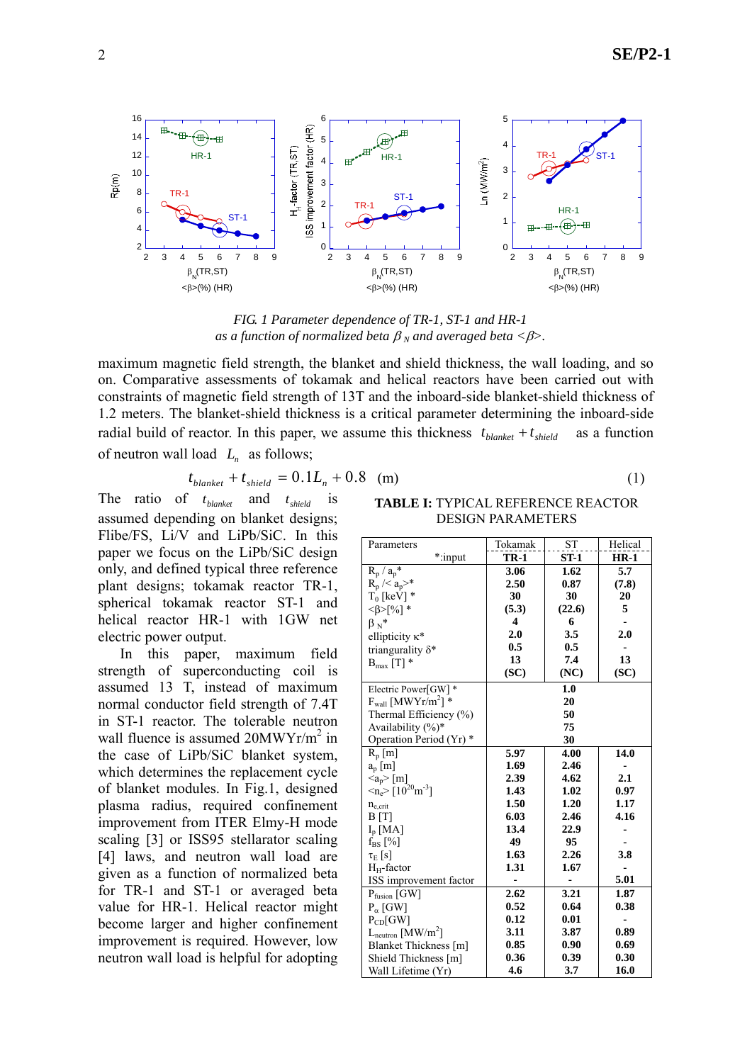*FIG. 1 Parameter dependence of TR-1, ST-1 and HR-1 as a function of normalized beta $\beta_N$ and averaged beta $<\beta>$.*

maximum magnetic field strength, the blanket and shield thickness, the wall loading, and so on. Comparative assessments of tokamak and helical reactors have been carried out with constraints of magnetic field strength of 13T and the inboard-side blanket-shield thickness of 1.2 meters. The blanket-shield thickness is a critical parameter determining the inboard-side radial build of reactor. In this paper, we assume this thickness $t_{blanket} + t_{shield}$ as a function of neutron wall load $L_n$ as follows;

$$t_{blanket} + t_{shield} = 0.1L_n + 0.8 \quad \text{(m)} \tag{1}$$

The ratio of $t_{blanket}$ and $t_{shield}$ is assumed depending on blanket designs; Flibe/FS, Li/V and LiPb/SiC. In this paper we focus on the LiPb/SiC design only, and defined typical three reference plant designs; tokamak reactor TR-1, spherical tokamak reactor ST-1 and helical reactor HR-1 with 1GW net electric power output.

In this paper, maximum field strength of superconducting coil is assumed 13 T, instead of maximum normal conductor field strength of 7.4T in ST-1 reactor. The tolerable neutron wall fluence is assumed 20MWYr/m$^2$ in the case of LiPb/SiC blanket system, which determines the replacement cycle of blanket modules. In Fig.1, designed plasma radius, required confinement improvement from ITER Elmy-H mode scaling [3] or ISS95 stellarator scaling [4] laws, and neutron wall load are given as a function of normalized beta for TR-1 and ST-1 or averaged beta value for HR-1. Helical reactor might become larger and higher confinement improvement is required. However, low neutron wall load is helpful for adopting

**TABLE I:** TYPICAL REFERENCE REACTOR DESIGN PARAMETERS

| Parameters *:input | Tokamak TR-1 | ST ST-1 | Helical HR-1 |
|---|---|---|---|
| $R_p$ / $a_p$* | 3.06 | 1.62 | 5.7 |
| $R_p$ /< $a_p$>* | 2.50 | 0.87 | (7.8) |
| $T_0$ [keV] * | 30 | 30 | 20 |
| <β>[%] * | (5.3) | (22.6) | 5 |
| $\beta_N$* | 4 | 6 | - |
| ellipticity κ* | 2.0 | 3.5 | 2.0 |
| triangularity δ* | 0.5 | 0.5 | - |
| $B_{max}$ [T] * | 13 (SC) | 7.4 (NC) | 13 (SC) |
| Electric Power[GW] * | 1.0 | | |
| $F_{wall}$ [MWYr/m$^2$] * | 20 | | |
| Thermal Efficiency (%) | 50 | | |
| Availability (%)* | 75 | | |
| Operation Period (Yr) * | 30 | | |
| $R_p$ [m] | 5.97 | 4.00 | 14.0 |
| $a_p$ [m] | 1.69 | 2.46 | - |
| <$a_p$> [m] | 2.39 | 4.62 | 2.1 |
| <$n_e$> [$10^{20}$m$^{-3}$] | 1.43 | 1.02 | 0.97 |
| $n_{e,crit}$ | 1.50 | 1.20 | 1.17 |
| B [T] | 6.03 | 2.46 | 4.16 |
| $I_p$ [MA] | 13.4 | 22.9 | - |
| $f_{BS}$ [%] | 49 | 95 | - |
| $\tau_E$ [s] | 1.63 | 2.26 | 3.8 |
| $H_H$-factor | 1.31 | 1.67 | - |
| ISS improvement factor | - | - | 5.01 |
| $P_{fusion}$ [GW] | 2.62 | 3.21 | 1.87 |
| $P_\alpha$ [GW] | 0.52 | 0.64 | 0.38 |
| $P_{CD}$[GW] | 0.12 | 0.01 | - |
| $L_{neutron}$ [MW/m$^2$] | 3.11 | 3.87 | 0.89 |
| Blanket Thickness [m] | 0.85 | 0.90 | 0.69 |
| Shield Thickness [m] | 0.36 | 0.39 | 0.30 |
| Wall Lifetime (Yr) | 4.6 | 3.7 | 16.0 |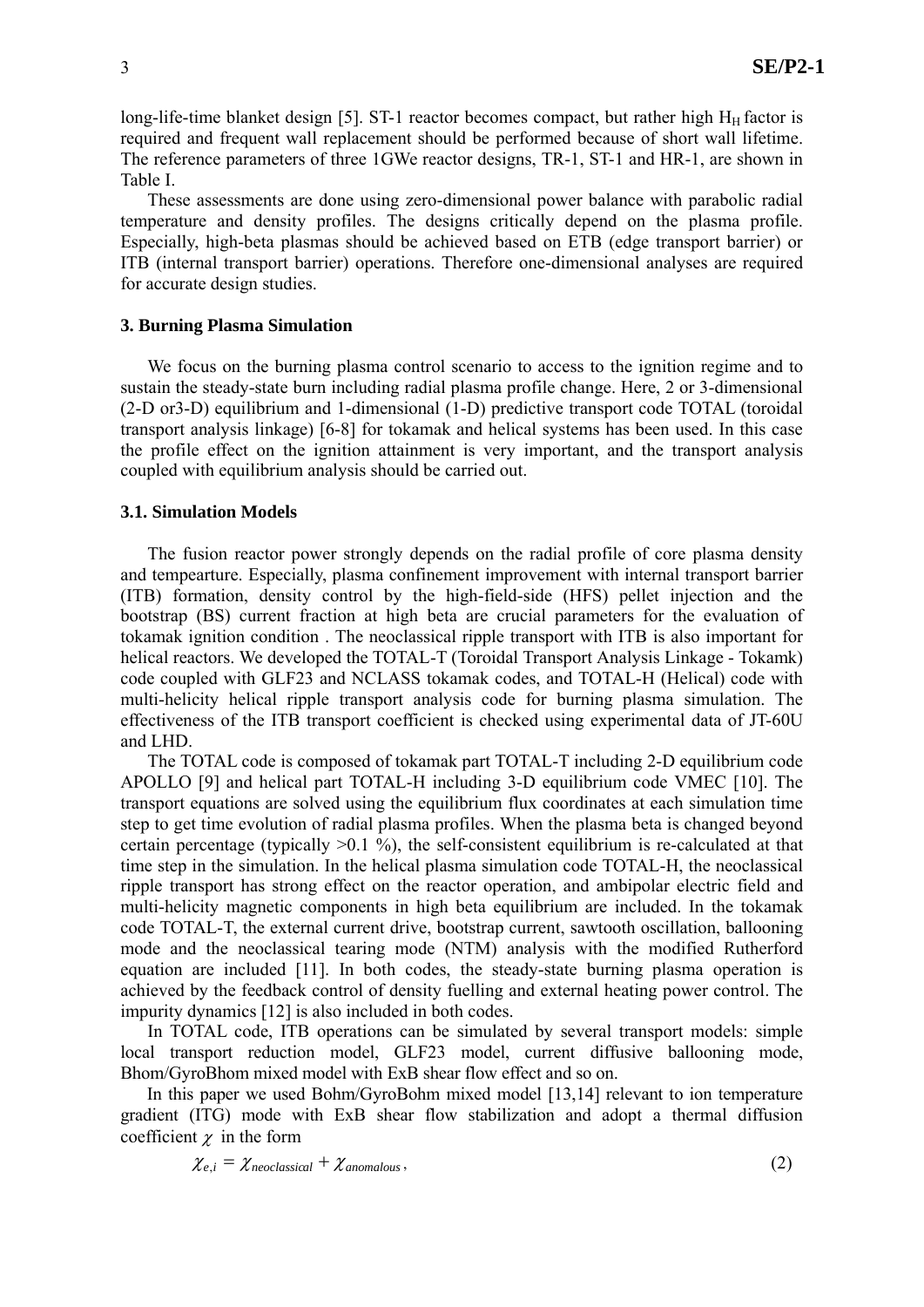long-life-time blanket design [5]. ST-1 reactor becomes compact, but rather high $H_H$ factor is required and frequent wall replacement should be performed because of short wall lifetime. The reference parameters of three 1GWe reactor designs, TR-1, ST-1 and HR-1, are shown in Table I.

These assessments are done using zero-dimensional power balance with parabolic radial temperature and density profiles. The designs critically depend on the plasma profile. Especially, high-beta plasmas should be achieved based on ETB (edge transport barrier) or ITB (internal transport barrier) operations. Therefore one-dimensional analyses are required for accurate design studies.

### 3. Burning Plasma Simulation

We focus on the burning plasma control scenario to access to the ignition regime and to sustain the steady-state burn including radial plasma profile change. Here, 2 or 3-dimensional (2-D or3-D) equilibrium and 1-dimensional (1-D) predictive transport code TOTAL (toroidal transport analysis linkage) [6-8] for tokamak and helical systems has been used. In this case the profile effect on the ignition attainment is very important, and the transport analysis coupled with equilibrium analysis should be carried out.

### 3.1. Simulation Models

The fusion reactor power strongly depends on the radial profile of core plasma density and tempearture. Especially, plasma confinement improvement with internal transport barrier (ITB) formation, density control by the high-field-side (HFS) pellet injection and the bootstrap (BS) current fraction at high beta are crucial parameters for the evaluation of tokamak ignition condition . The neoclassical ripple transport with ITB is also important for helical reactors. We developed the TOTAL-T (Toroidal Transport Analysis Linkage - Tokamk) code coupled with GLF23 and NCLASS tokamak codes, and TOTAL-H (Helical) code with multi-helicity helical ripple transport analysis code for burning plasma simulation. The effectiveness of the ITB transport coefficient is checked using experimental data of JT-60U and LHD.

The TOTAL code is composed of tokamak part TOTAL-T including 2-D equilibrium code APOLLO [9] and helical part TOTAL-H including 3-D equilibrium code VMEC [10]. The transport equations are solved using the equilibrium flux coordinates at each simulation time step to get time evolution of radial plasma profiles. When the plasma beta is changed beyond certain percentage (typically >0.1 %), the self-consistent equilibrium is re-calculated at that time step in the simulation. In the helical plasma simulation code TOTAL-H, the neoclassical ripple transport has strong effect on the reactor operation, and ambipolar electric field and multi-helicity magnetic components in high beta equilibrium are included. In the tokamak code TOTAL-T, the external current drive, bootstrap current, sawtooth oscillation, ballooning mode and the neoclassical tearing mode (NTM) analysis with the modified Rutherford equation are included [11]. In both codes, the steady-state burning plasma operation is achieved by the feedback control of density fuelling and external heating power control. The impurity dynamics [12] is also included in both codes.

In TOTAL code, ITB operations can be simulated by several transport models: simple local transport reduction model, GLF23 model, current diffusive ballooning mode, Bhom/GyroBhom mixed model with ExB shear flow effect and so on.

In this paper we used Bohm/GyroBohm mixed model [13,14] relevant to ion temperature gradient (ITG) mode with ExB shear flow stabilization and adopt a thermal diffusion coefficient $\chi$ in the form

$$\chi_{e,i} = \chi_{neoclassical} + \chi_{anomalous}, \tag{2}$$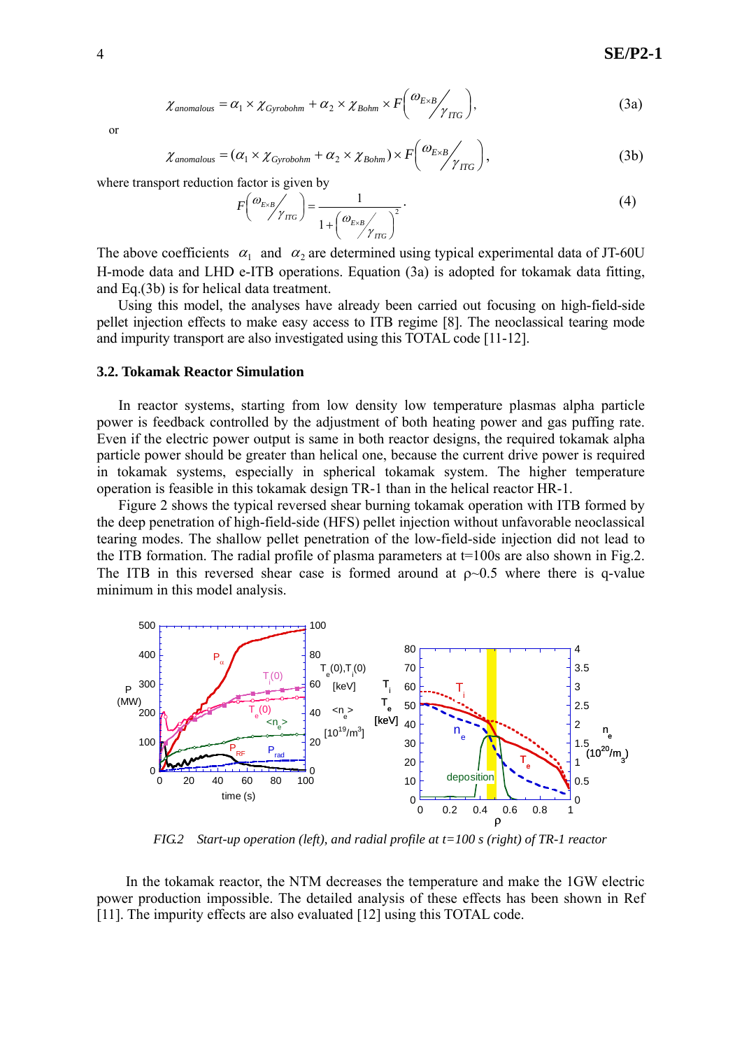$$\chi_{anomalous} = \alpha_1 \times \chi_{Gyrobohm} + \alpha_2 \times \chi_{Bohm} \times F\left( \omega_{E\times B} / \gamma_{ITG} \right), \tag{3a}$$

or

$$\chi_{anomalous} = (\alpha_1 \times \chi_{Gyrobohm} + \alpha_2 \times \chi_{Bohm}) \times F\left( \omega_{E\times B} / \gamma_{ITG} \right), \tag{3b}$$

where transport reduction factor is given by

$$F\left( \omega_{E\times B} / \gamma_{ITG} \right) = \frac{1}{1 + \left( \omega_{E\times B} / \gamma_{ITG} \right)^2}. \tag{4}$$

The above coefficients $\alpha_1$ and $\alpha_2$ are determined using typical experimental data of JT-60U H-mode data and LHD e-ITB operations. Equation (3a) is adopted for tokamak data fitting, and Eq.(3b) is for helical data treatment.

Using this model, the analyses have already been carried out focusing on high-field-side pellet injection effects to make easy access to ITB regime [8]. The neoclassical tearing mode and impurity transport are also investigated using this TOTAL code [11-12].

### 3.2. Tokamak Reactor Simulation

In reactor systems, starting from low density low temperature plasmas alpha particle power is feedback controlled by the adjustment of both heating power and gas puffing rate. Even if the electric power output is same in both reactor designs, the required tokamak alpha particle power should be greater than helical one, because the current drive power is required in tokamak systems, especially in spherical tokamak system. The higher temperature operation is feasible in this tokamak design TR-1 than in the helical reactor HR-1.

Figure 2 shows the typical reversed shear burning tokamak operation with ITB formed by the deep penetration of high-field-side (HFS) pellet injection without unfavorable neoclassical tearing modes. The shallow pellet penetration of the low-field-side injection did not lead to the ITB formation. The radial profile of plasma parameters at t=100s are also shown in Fig.2. The ITB in this reversed shear case is formed around at ρ~0.5 where there is q-value minimum in this model analysis.

*FIG.2 Start-up operation (left), and radial profile at t=100 s (right) of TR-1 reactor*

In the tokamak reactor, the NTM decreases the temperature and make the 1GW electric power production impossible. The detailed analysis of these effects has been shown in Ref [11]. The impurity effects are also evaluated [12] using this TOTAL code.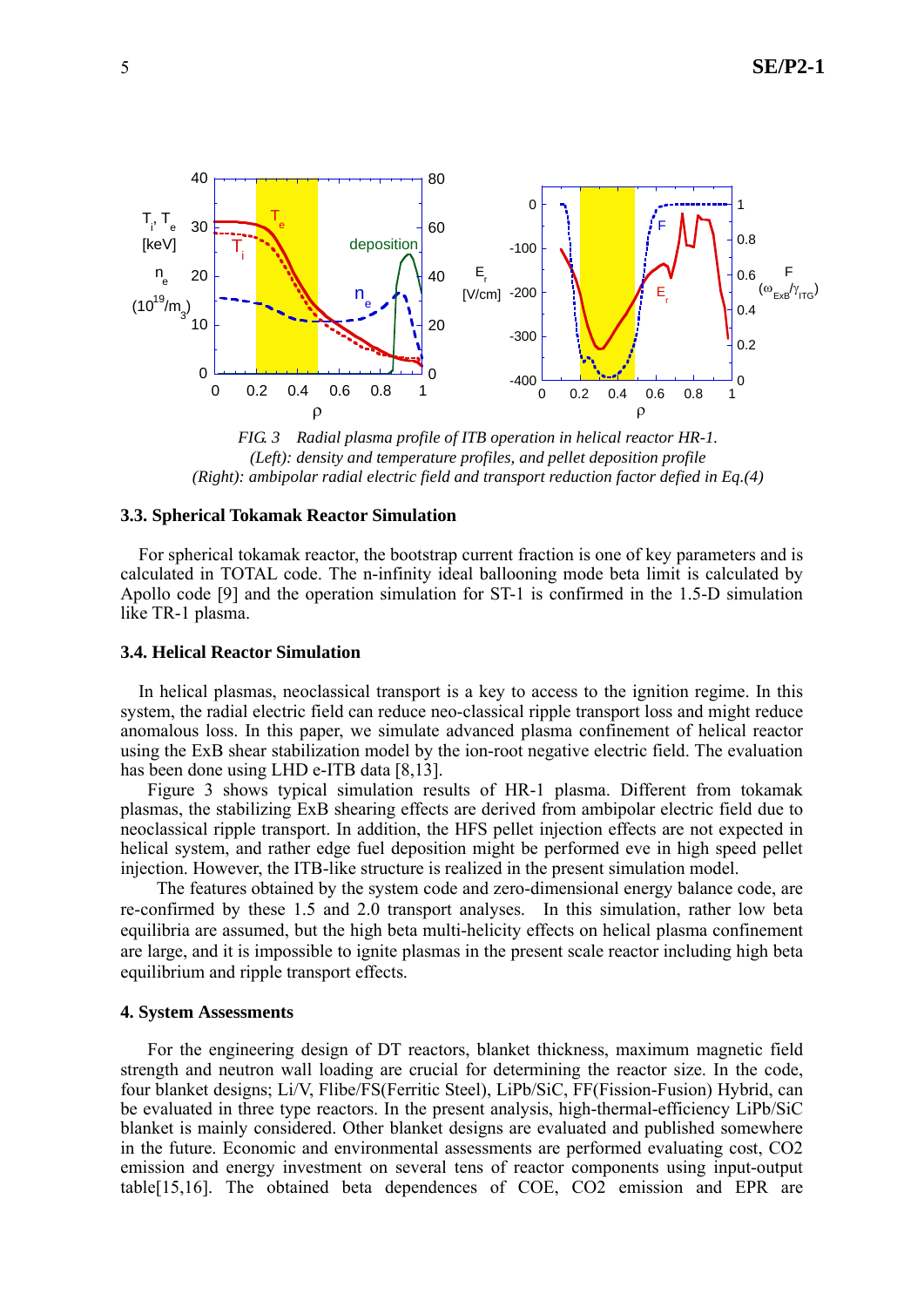*FIG. 3 Radial plasma profile of ITB operation in helical reactor HR-1.*
*(Left): density and temperature profiles, and pellet deposition profile*
*(Right): ambipolar radial electric field and transport reduction factor defied in Eq.(4)*

### 3.3. Spherical Tokamak Reactor Simulation

For spherical tokamak reactor, the bootstrap current fraction is one of key parameters and is calculated in TOTAL code. The n-infinity ideal ballooning mode beta limit is calculated by Apollo code [9] and the operation simulation for ST-1 is confirmed in the 1.5-D simulation like TR-1 plasma.

### 3.4. Helical Reactor Simulation

In helical plasmas, neoclassical transport is a key to access to the ignition regime. In this system, the radial electric field can reduce neo-classical ripple transport loss and might reduce anomalous loss. In this paper, we simulate advanced plasma confinement of helical reactor using the ExB shear stabilization model by the ion-root negative electric field. The evaluation has been done using LHD e-ITB data [8,13].

Figure 3 shows typical simulation results of HR-1 plasma. Different from tokamak plasmas, the stabilizing ExB shearing effects are derived from ambipolar electric field due to neoclassical ripple transport. In addition, the HFS pellet injection effects are not expected in helical system, and rather edge fuel deposition might be performed eve in high speed pellet injection. However, the ITB-like structure is realized in the present simulation model.

The features obtained by the system code and zero-dimensional energy balance code, are re-confirmed by these 1.5 and 2.0 transport analyses. In this simulation, rather low beta equilibria are assumed, but the high beta multi-helicity effects on helical plasma confinement are large, and it is impossible to ignite plasmas in the present scale reactor including high beta equilibrium and ripple transport effects.

## 4. System Assessments

For the engineering design of DT reactors, blanket thickness, maximum magnetic field strength and neutron wall loading are crucial for determining the reactor size. In the code, four blanket designs; Li/V, Flibe/FS(Ferritic Steel), LiPb/SiC, FF(Fission-Fusion) Hybrid, can be evaluated in three type reactors. In the present analysis, high-thermal-efficiency LiPb/SiC blanket is mainly considered. Other blanket designs are evaluated and published somewhere in the future. Economic and environmental assessments are performed evaluating cost, $CO_2$ emission and energy investment on several tens of reactor components using input-output table[15,16]. The obtained beta dependences of COE, $CO_2$ emission and EPR are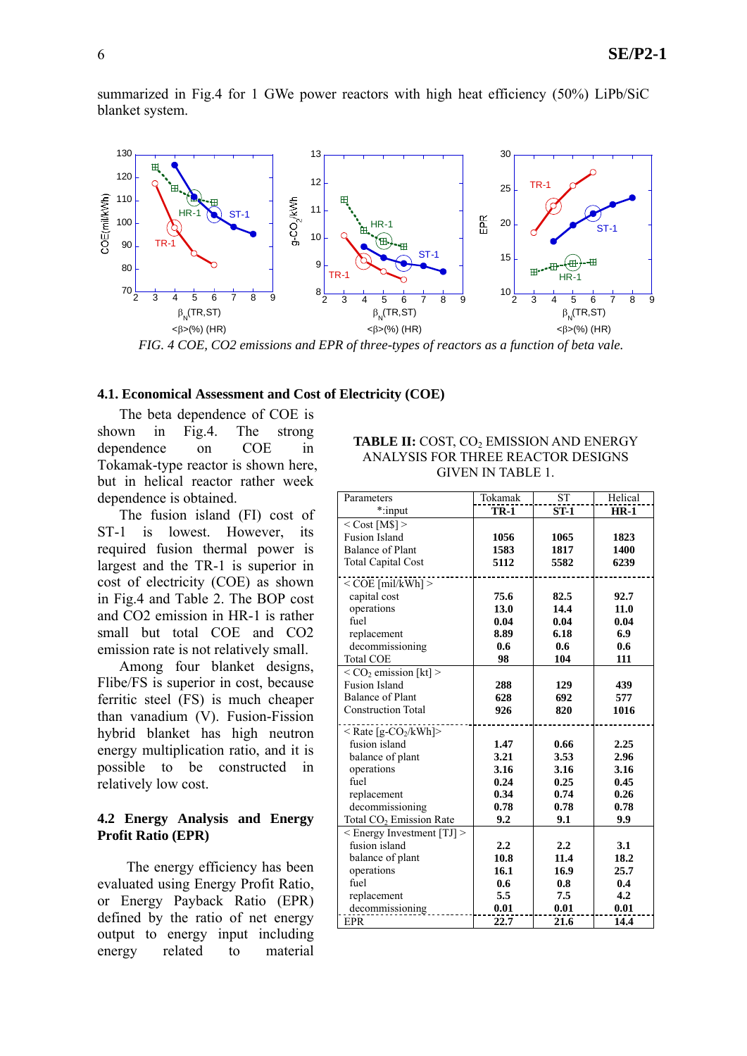summarized in Fig.4 for 1 GWe power reactors with high heat efficiency (50%) LiPb/SiC blanket system.

*FIG. 4 COE, CO2 emissions and EPR of three-types of reactors as a function of beta vale.*

### 4.1. Economical Assessment and Cost of Electricity (COE)

The beta dependence of COE is shown in Fig.4. The strong dependence on COE in Tokamak-type reactor is shown here, but in helical reactor rather week dependence is obtained.

The fusion island (FI) cost of ST-1 is lowest. However, its required fusion thermal power is largest and the TR-1 is superior in cost of electricity (COE) as shown in Fig.4 and Table 2. The BOP cost and CO2 emission in HR-1 is rather small but total COE and CO2 emission rate is not relatively small.

Among four blanket designs, Flibe/FS is superior in cost, because ferritic steel (FS) is much cheaper than vanadium (V). Fusion-Fission hybrid blanket has high neutron energy multiplication ratio, and it is possible to be constructed in relatively low cost.

**TABLE II:** COST, $CO_2$ EMISSION AND ENERGY ANALYSIS FOR THREE REACTOR DESIGNS GIVEN IN TABLE 1.

| Parameters *:input | Tokamak **TR-1** | ST **ST-1** | Helical **HR-1** |
|---|---|---|---|
| < Cost [M$] > | | | |
| Fusion Island | **1056** | **1065** | **1823** |
| Balance of Plant | **1583** | **1817** | **1400** |
| Total Capital Cost | **5112** | **5582** | **6239** |
| < COE [mil/kWh] > | | | |
| capital cost | **75.6** | **82.5** | **92.7** |
| operations | **13.0** | **14.4** | **11.0** |
| fuel | **0.04** | **0.04** | **0.04** |
| replacement | **8.89** | **6.18** | **6.9** |
| decommissioning | **0.6** | **0.6** | **0.6** |
| Total COE | **98** | **104** | **111** |
| < $CO_2$ emission [kt] > | | | |
| Fusion Island | **288** | **129** | **439** |
| Balance of Plant | **628** | **692** | **577** |
| Construction Total | **926** | **820** | **1016** |
| < Rate [g-$CO_2$/kWh]> | | | |
| fusion island | **1.47** | **0.66** | **2.25** |
| balance of plant | **3.21** | **3.53** | **2.96** |
| operations | **3.16** | **3.16** | **3.16** |
| fuel | **0.24** | **0.25** | **0.45** |
| replacement | **0.34** | **0.74** | **0.26** |
| decommissioning | **0.78** | **0.78** | **0.78** |
| Total $CO_2$ Emission Rate | **9.2** | **9.1** | **9.9** |
| < Energy Investment [TJ] > | | | |
| fusion island | **2.2** | **2.2** | **3.1** |
| balance of plant | **10.8** | **11.4** | **18.2** |
| operations | **16.1** | **16.9** | **25.7** |
| fuel | **0.6** | **0.8** | **0.4** |
| replacement | **5.5** | **7.5** | **4.2** |
| decommissioning | **0.01** | **0.01** | **0.01** |
| EPR | **22.7** | **21.6** | **14.4** |

### 4.2 Energy Analysis and Energy Profit Ratio (EPR)

The energy efficiency has been evaluated using Energy Profit Ratio, or Energy Payback Ratio (EPR) defined by the ratio of net energy output to energy input including energy related to material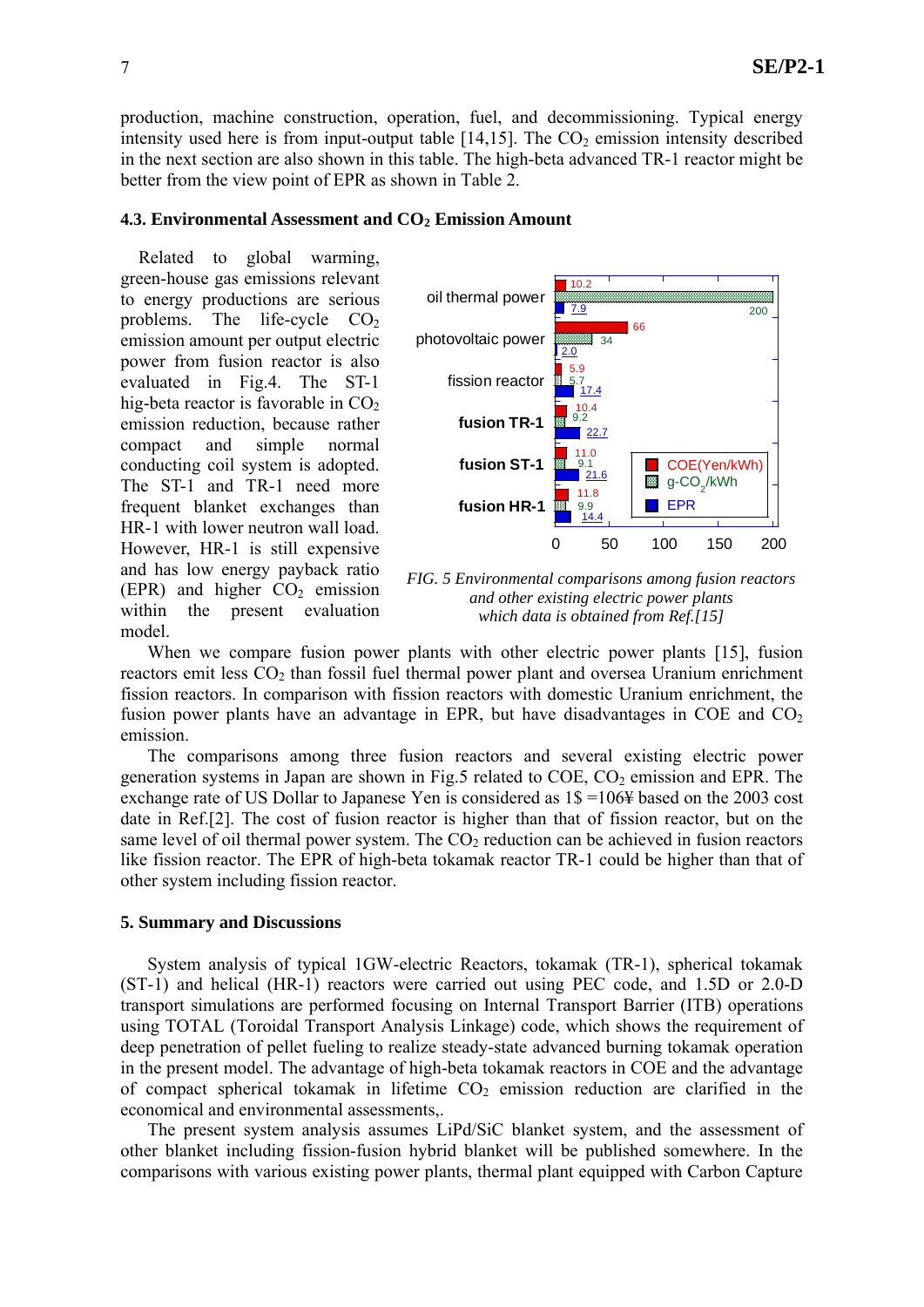production, machine construction, operation, fuel, and decommissioning. Typical energy intensity used here is from input-output table [14,15]. The $CO_2$ emission intensity described in the next section are also shown in this table. The high-beta advanced TR-1 reactor might be better from the view point of EPR as shown in Table 2.

### 4.3. Environmental Assessment and $CO_2$ Emission Amount

Related to global warming, green-house gas emissions relevant to energy productions are serious problems. The life-cycle $CO_2$ emission amount per output electric power from fusion reactor is also evaluated in Fig.4. The ST-1 hig-beta reactor is favorable in $CO_2$ emission reduction, because rather compact and simple normal conducting coil system is adopted. The ST-1 and TR-1 need more frequent blanket exchanges than HR-1 with lower neutron wall load. However, HR-1 is still expensive and has low energy payback ratio (EPR) and higher $CO_2$ emission within the present evaluation model.

*FIG. 5 Environmental comparisons among fusion reactors and other existing electric power plants which data is obtained from Ref.[15]*

When we compare fusion power plants with other electric power plants [15], fusion reactors emit less $CO_2$ than fossil fuel thermal power plant and oversea Uranium enrichment fission reactors. In comparison with fission reactors with domestic Uranium enrichment, the fusion power plants have an advantage in EPR, but have disadvantages in COE and $CO_2$ emission.

The comparisons among three fusion reactors and several existing electric power generation systems in Japan are shown in Fig.5 related to COE, $CO_2$ emission and EPR. The exchange rate of US Dollar to Japanese Yen is considered as 1\$ =106¥ based on the 2003 cost date in Ref.[2]. The cost of fusion reactor is higher than that of fission reactor, but on the same level of oil thermal power system. The $CO_2$ reduction can be achieved in fusion reactors like fission reactor. The EPR of high-beta tokamak reactor TR-1 could be higher than that of other system including fission reactor.

## 5. Summary and Discussions

System analysis of typical 1GW-electric Reactors, tokamak (TR-1), spherical tokamak (ST-1) and helical (HR-1) reactors were carried out using PEC code, and 1.5D or 2.0-D transport simulations are performed focusing on Internal Transport Barrier (ITB) operations using TOTAL (Toroidal Transport Analysis Linkage) code, which shows the requirement of deep penetration of pellet fueling to realize steady-state advanced burning tokamak operation in the present model. The advantage of high-beta tokamak reactors in COE and the advantage of compact spherical tokamak in lifetime $CO_2$ emission reduction are clarified in the economical and environmental assessments,.

The present system analysis assumes LiPd/SiC blanket system, and the assessment of other blanket including fission-fusion hybrid blanket will be published somewhere. In the comparisons with various existing power plants, thermal plant equipped with Carbon Capture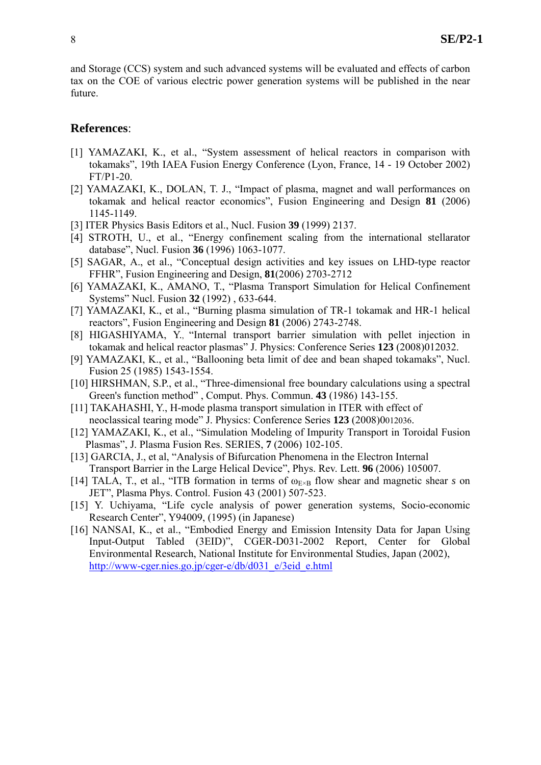and Storage (CCS) system and such advanced systems will be evaluated and effects of carbon tax on the COE of various electric power generation systems will be published in the near future.

## References:

[1] YAMAZAKI, K., et al., "System assessment of helical reactors in comparison with tokamaks", 19th IAEA Fusion Energy Conference (Lyon, France, 14 - 19 October 2002) FT/P1-20.

[2] YAMAZAKI, K., DOLAN, T. J., "Impact of plasma, magnet and wall performances on tokamak and helical reactor economics", Fusion Engineering and Design **81** (2006) 1145-1149.

[3] ITER Physics Basis Editors et al., Nucl. Fusion **39** (1999) 2137.

[4] STROTH, U., et al., "Energy confinement scaling from the international stellarator database", Nucl. Fusion **36** (1996) 1063-1077.

[5] SAGAR, A., et al., "Conceptual design activities and key issues on LHD-type reactor FFHR", Fusion Engineering and Design, **81**(2006) 2703-2712

[6] YAMAZAKI, K., AMANO, T., "Plasma Transport Simulation for Helical Confinement Systems" Nucl. Fusion **32** (1992) , 633-644.

[7] YAMAZAKI, K., et al., "Burning plasma simulation of TR-1 tokamak and HR-1 helical reactors", Fusion Engineering and Design **81** (2006) 2743-2748.

[8] HIGASHIYAMA, Y., "Internal transport barrier simulation with pellet injection in tokamak and helical reactor plasmas" J. Physics: Conference Series **123** (2008)012032.

[9] YAMAZAKI, K., et al., "Ballooning beta limit of dee and bean shaped tokamaks", Nucl. Fusion 25 (1985) 1543-1554.

[10] HIRSHMAN, S.P., et al., "Three-dimensional free boundary calculations using a spectral Green's function method" , Comput. Phys. Commun. **43** (1986) 143-155.

[11] TAKAHASHI, Y., H-mode plasma transport simulation in ITER with effect of neoclassical tearing mode" J. Physics: Conference Series **123** (2008)0012036.

[12] YAMAZAKI, K., et al., "Simulation Modeling of Impurity Transport in Toroidal Fusion Plasmas", J. Plasma Fusion Res. SERIES, **7** (2006) 102-105.

[13] GARCIA, J., et al, "Analysis of Bifurcation Phenomena in the Electron Internal Transport Barrier in the Large Helical Device", Phys. Rev. Lett. **96** (2006) 105007.

[14] TALA, T., et al., "ITB formation in terms of $\omega_{E\times B}$ flow shear and magnetic shear *s* on JET", Plasma Phys. Control. Fusion 43 (2001) 507-523.

[15] Y. Uchiyama, "Life cycle analysis of power generation systems, Socio-economic Research Center", Y94009, (1995) (in Japanese)

[16] NANSAI, K., et al., "Embodied Energy and Emission Intensity Data for Japan Using Input-Output Tabled (3EID)", CGER-D031-2002 Report, Center for Global Environmental Research, National Institute for Environmental Studies, Japan (2002), http://www-cger.nies.go.jp/cger-e/db/d031_e/3eid_e.html